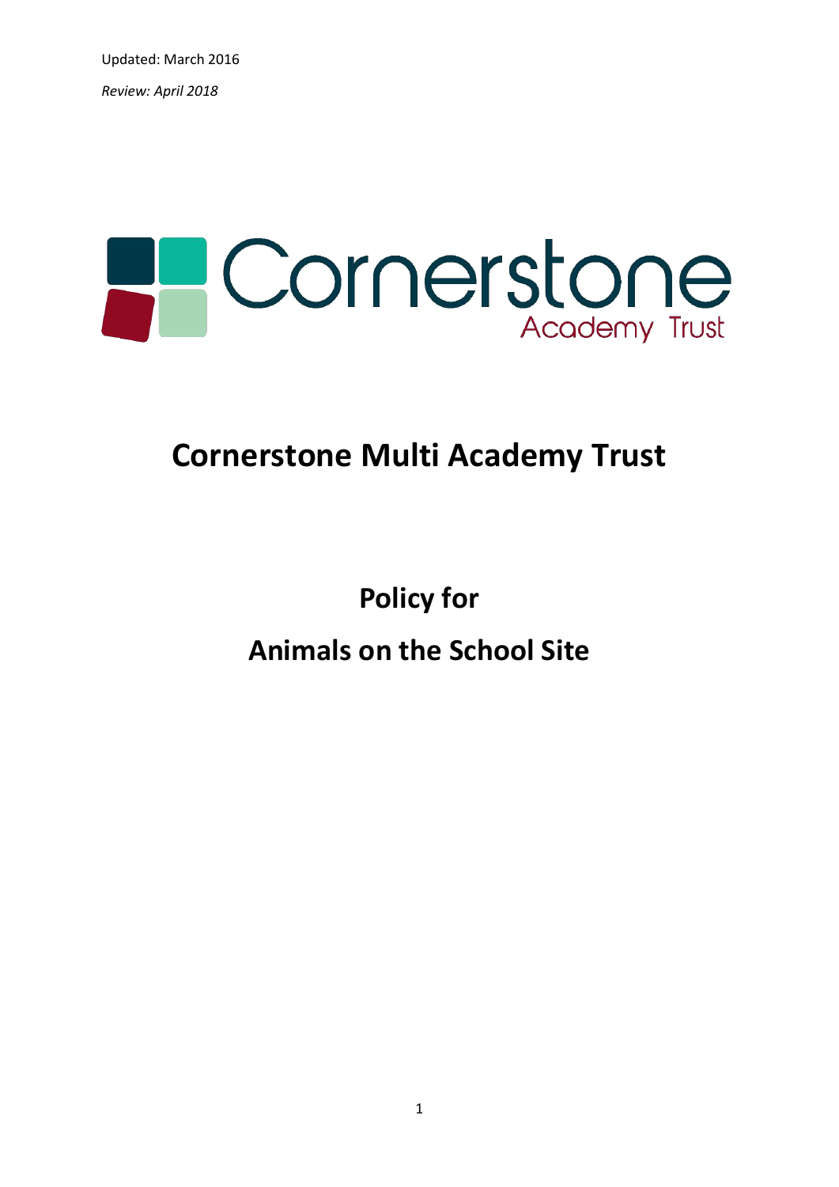Updated: March 2016

*Review: April 2018*

Cornerstone Academy Trust

# Cornerstone Multi Academy Trust

## Policy for

## Animals on the School Site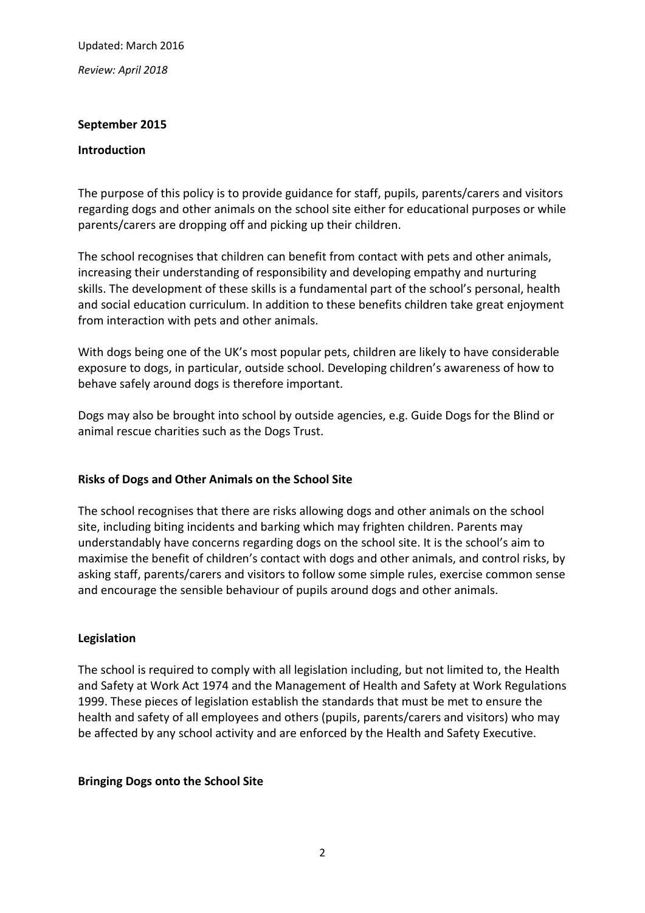Updated: March 2016

*Review: April 2018*

**September 2015**

## Introduction

The purpose of this policy is to provide guidance for staff, pupils, parents/carers and visitors regarding dogs and other animals on the school site either for educational purposes or while parents/carers are dropping off and picking up their children.

The school recognises that children can benefit from contact with pets and other animals, increasing their understanding of responsibility and developing empathy and nurturing skills. The development of these skills is a fundamental part of the school's personal, health and social education curriculum. In addition to these benefits children take great enjoyment from interaction with pets and other animals.

With dogs being one of the UK's most popular pets, children are likely to have considerable exposure to dogs, in particular, outside school. Developing children's awareness of how to behave safely around dogs is therefore important.

Dogs may also be brought into school by outside agencies, e.g. Guide Dogs for the Blind or animal rescue charities such as the Dogs Trust.

## Risks of Dogs and Other Animals on the School Site

The school recognises that there are risks allowing dogs and other animals on the school site, including biting incidents and barking which may frighten children. Parents may understandably have concerns regarding dogs on the school site. It is the school's aim to maximise the benefit of children's contact with dogs and other animals, and control risks, by asking staff, parents/carers and visitors to follow some simple rules, exercise common sense and encourage the sensible behaviour of pupils around dogs and other animals.

## Legislation

The school is required to comply with all legislation including, but not limited to, the Health and Safety at Work Act 1974 and the Management of Health and Safety at Work Regulations 1999. These pieces of legislation establish the standards that must be met to ensure the health and safety of all employees and others (pupils, parents/carers and visitors) who may be affected by any school activity and are enforced by the Health and Safety Executive.

## Bringing Dogs onto the School Site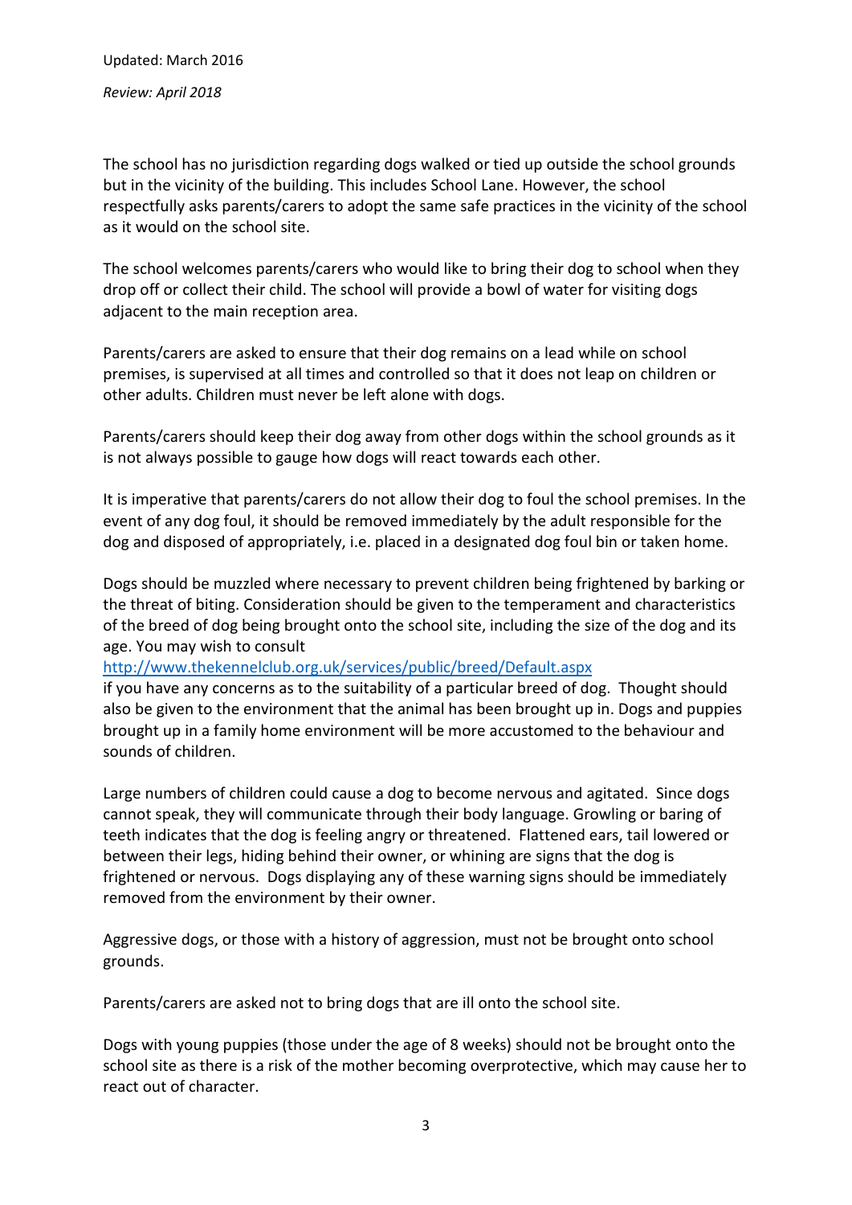The school has no jurisdiction regarding dogs walked or tied up outside the school grounds but in the vicinity of the building. This includes School Lane. However, the school respectfully asks parents/carers to adopt the same safe practices in the vicinity of the school as it would on the school site.

The school welcomes parents/carers who would like to bring their dog to school when they drop off or collect their child. The school will provide a bowl of water for visiting dogs adjacent to the main reception area.

Parents/carers are asked to ensure that their dog remains on a lead while on school premises, is supervised at all times and controlled so that it does not leap on children or other adults. Children must never be left alone with dogs.

Parents/carers should keep their dog away from other dogs within the school grounds as it is not always possible to gauge how dogs will react towards each other.

It is imperative that parents/carers do not allow their dog to foul the school premises. In the event of any dog foul, it should be removed immediately by the adult responsible for the dog and disposed of appropriately, i.e. placed in a designated dog foul bin or taken home.

Dogs should be muzzled where necessary to prevent children being frightened by barking or the threat of biting. Consideration should be given to the temperament and characteristics of the breed of dog being brought onto the school site, including the size of the dog and its age. You may wish to consult [http://www.thekennelclub.org.uk/services/public/breed/Default.aspx](http://www.thekennelclub.org.uk/services/public/breed/Default.aspx) if you have any concerns as to the suitability of a particular breed of dog. Thought should also be given to the environment that the animal has been brought up in. Dogs and puppies brought up in a family home environment will be more accustomed to the behaviour and sounds of children.

Large numbers of children could cause a dog to become nervous and agitated. Since dogs cannot speak, they will communicate through their body language. Growling or baring of teeth indicates that the dog is feeling angry or threatened. Flattened ears, tail lowered or between their legs, hiding behind their owner, or whining are signs that the dog is frightened or nervous. Dogs displaying any of these warning signs should be immediately removed from the environment by their owner.

Aggressive dogs, or those with a history of aggression, must not be brought onto school grounds.

Parents/carers are asked not to bring dogs that are ill onto the school site.

Dogs with young puppies (those under the age of 8 weeks) should not be brought onto the school site as there is a risk of the mother becoming overprotective, which may cause her to react out of character.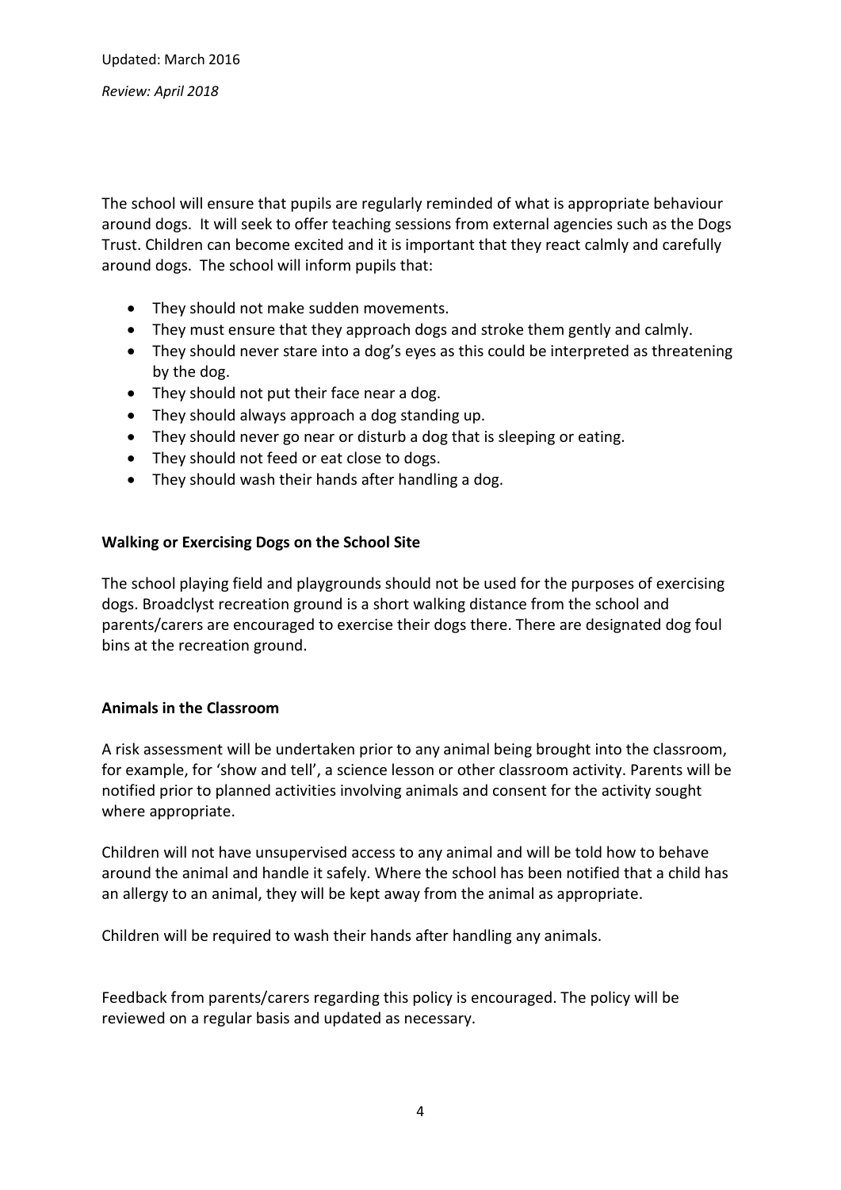The school will ensure that pupils are regularly reminded of what is appropriate behaviour around dogs. It will seek to offer teaching sessions from external agencies such as the Dogs Trust. Children can become excited and it is important that they react calmly and carefully around dogs. The school will inform pupils that:

- They should not make sudden movements.
- They must ensure that they approach dogs and stroke them gently and calmly.
- They should never stare into a dog's eyes as this could be interpreted as threatening by the dog.
- They should not put their face near a dog.
- They should always approach a dog standing up.
- They should never go near or disturb a dog that is sleeping or eating.
- They should not feed or eat close to dogs.
- They should wash their hands after handling a dog.

**Walking or Exercising Dogs on the School Site**

The school playing field and playgrounds should not be used for the purposes of exercising dogs. Broadclyst recreation ground is a short walking distance from the school and parents/carers are encouraged to exercise their dogs there. There are designated dog foul bins at the recreation ground.

**Animals in the Classroom**

A risk assessment will be undertaken prior to any animal being brought into the classroom, for example, for 'show and tell', a science lesson or other classroom activity. Parents will be notified prior to planned activities involving animals and consent for the activity sought where appropriate.

Children will not have unsupervised access to any animal and will be told how to behave around the animal and handle it safely. Where the school has been notified that a child has an allergy to an animal, they will be kept away from the animal as appropriate.

Children will be required to wash their hands after handling any animals.

Feedback from parents/carers regarding this policy is encouraged. The policy will be reviewed on a regular basis and updated as necessary.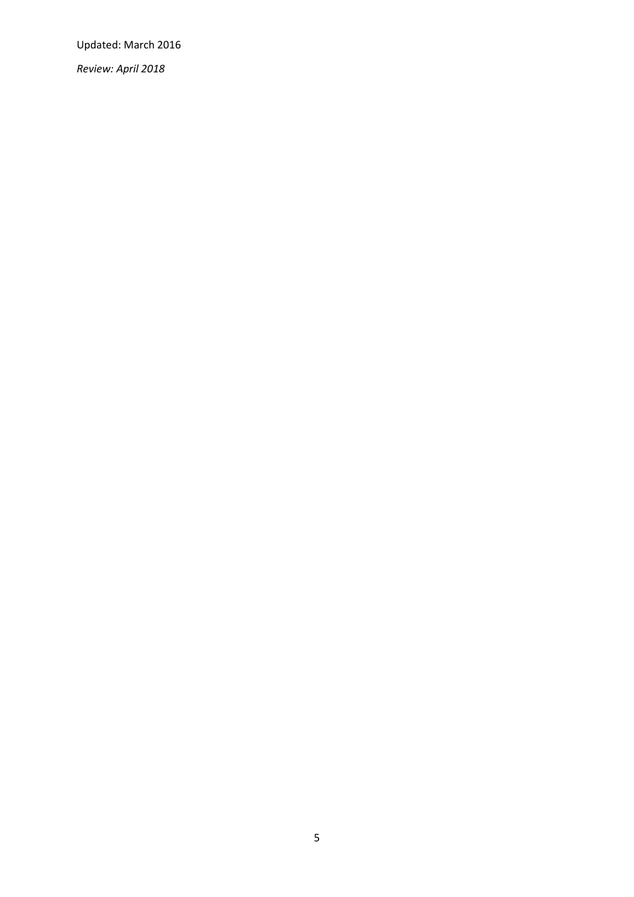Updated: March 2016

*Review: April 2018*